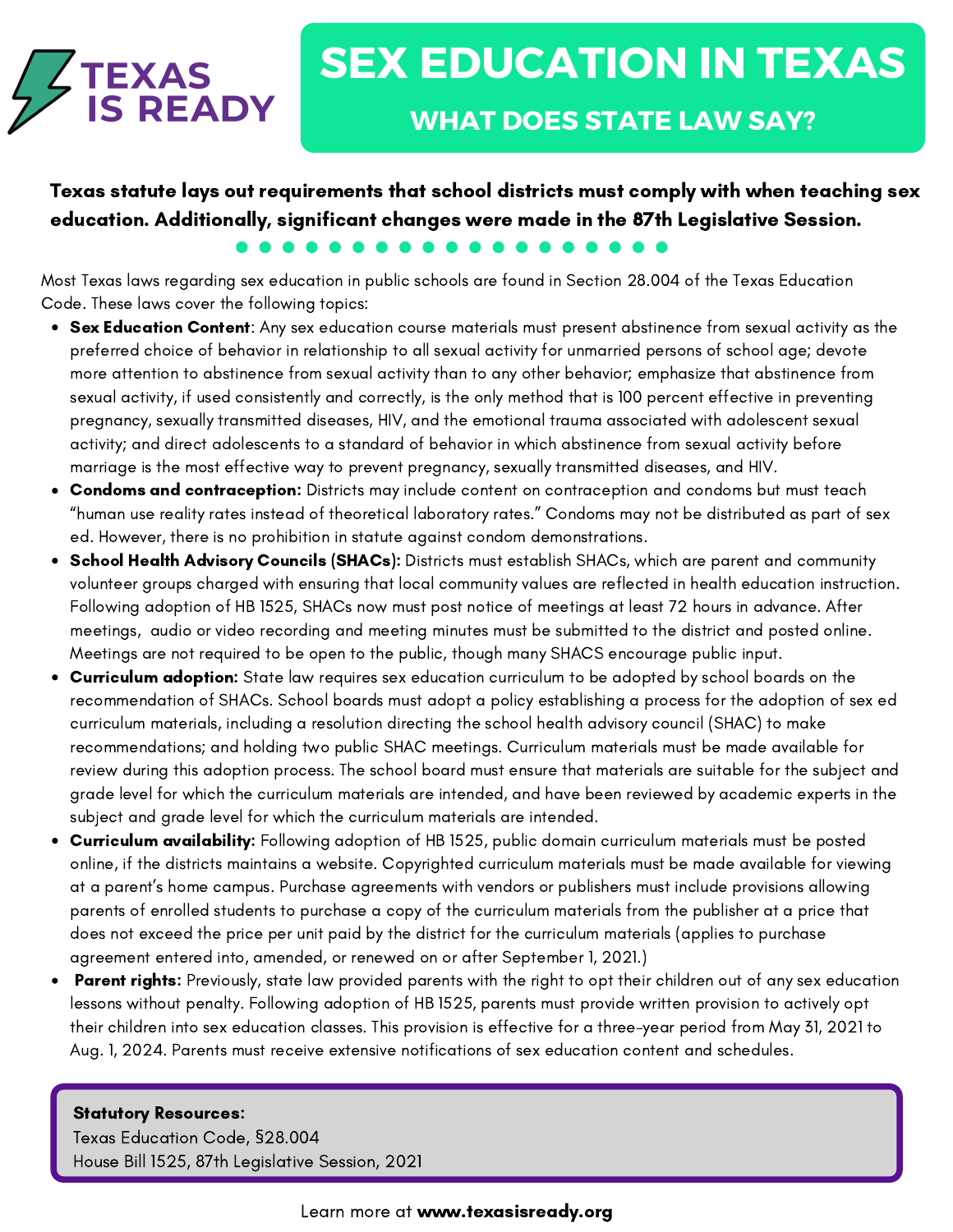TEXAS IS READY

# SEX EDUCATION IN TEXAS

## WHAT DOES STATE LAW SAY?

**Texas statute lays out requirements that school districts must comply with when teaching sex education. Additionally, significant changes were made in the 87th Legislative Session.**

Most Texas laws regarding sex education in public schools are found in Section 28.004 of the Texas Education Code. These laws cover the following topics:

- **Sex Education Content**: Any sex education course materials must present abstinence from sexual activity as the preferred choice of behavior in relationship to all sexual activity for unmarried persons of school age; devote more attention to abstinence from sexual activity than to any other behavior; emphasize that abstinence from sexual activity, if used consistently and correctly, is the only method that is 100 percent effective in preventing pregnancy, sexually transmitted diseases, HIV, and the emotional trauma associated with adolescent sexual activity; and direct adolescents to a standard of behavior in which abstinence from sexual activity before marriage is the most effective way to prevent pregnancy, sexually transmitted diseases, and HIV.
- **Condoms and contraception:** Districts may include content on contraception and condoms but must teach "human use reality rates instead of theoretical laboratory rates." Condoms may not be distributed as part of sex ed. However, there is no prohibition in statute against condom demonstrations.
- **School Health Advisory Councils (SHACs):** Districts must establish SHACs, which are parent and community volunteer groups charged with ensuring that local community values are reflected in health education instruction. Following adoption of HB 1525, SHACs now must post notice of meetings at least 72 hours in advance. After meetings, audio or video recording and meeting minutes must be submitted to the district and posted online. Meetings are not required to be open to the public, though many SHACS encourage public input.
- **Curriculum adoption:** State law requires sex education curriculum to be adopted by school boards on the recommendation of SHACs. School boards must adopt a policy establishing a process for the adoption of sex ed curriculum materials, including a resolution directing the school health advisory council (SHAC) to make recommendations; and holding two public SHAC meetings. Curriculum materials must be made available for review during this adoption process. The school board must ensure that materials are suitable for the subject and grade level for which the curriculum materials are intended, and have been reviewed by academic experts in the subject and grade level for which the curriculum materials are intended.
- **Curriculum availability:** Following adoption of HB 1525, public domain curriculum materials must be posted online, if the districts maintains a website. Copyrighted curriculum materials must be made available for viewing at a parent's home campus. Purchase agreements with vendors or publishers must include provisions allowing parents of enrolled students to purchase a copy of the curriculum materials from the publisher at a price that does not exceed the price per unit paid by the district for the curriculum materials (applies to purchase agreement entered into, amended, or renewed on or after September 1, 2021.)
- **Parent rights:** Previously, state law provided parents with the right to opt their children out of any sex education lessons without penalty. Following adoption of HB 1525, parents must provide written provision to actively opt their children into sex education classes. This provision is effective for a three-year period from May 31, 2021 to Aug. 1, 2024. Parents must receive extensive notifications of sex education content and schedules.

**Statutory Resources:**
Texas Education Code, §28.004
House Bill 1525, 87th Legislative Session, 2021

Learn more at **www.texasisready.org**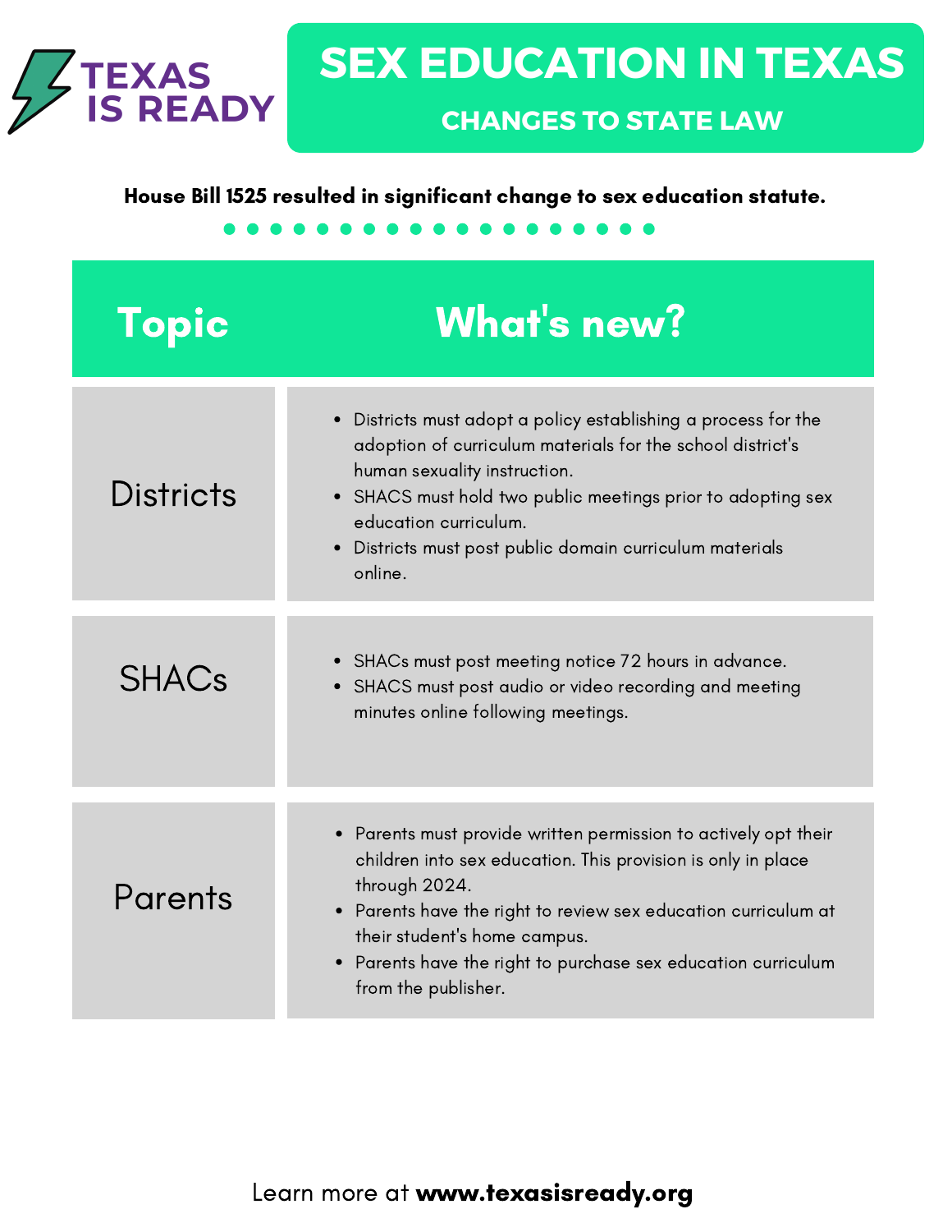TEXAS IS READY

# SEX EDUCATION IN TEXAS

## CHANGES TO STATE LAW

**House Bill 1525 resulted in significant change to sex education statute.**

| Topic | What's new? |
| --- | --- |
| Districts | • Districts must adopt a policy establishing a process for the adoption of curriculum materials for the school district's human sexuality instruction.<br>• SHACS must hold two public meetings prior to adopting sex education curriculum.<br>• Districts must post public domain curriculum materials online. |
| SHACs | • SHACs must post meeting notice 72 hours in advance.<br>• SHACS must post audio or video recording and meeting minutes online following meetings. |
| Parents | • Parents must provide written permission to actively opt their children into sex education. This provision is only in place through 2024.<br>• Parents have the right to review sex education curriculum at their student's home campus.<br>• Parents have the right to purchase sex education curriculum from the publisher. |

Learn more at **www.texasisready.org**